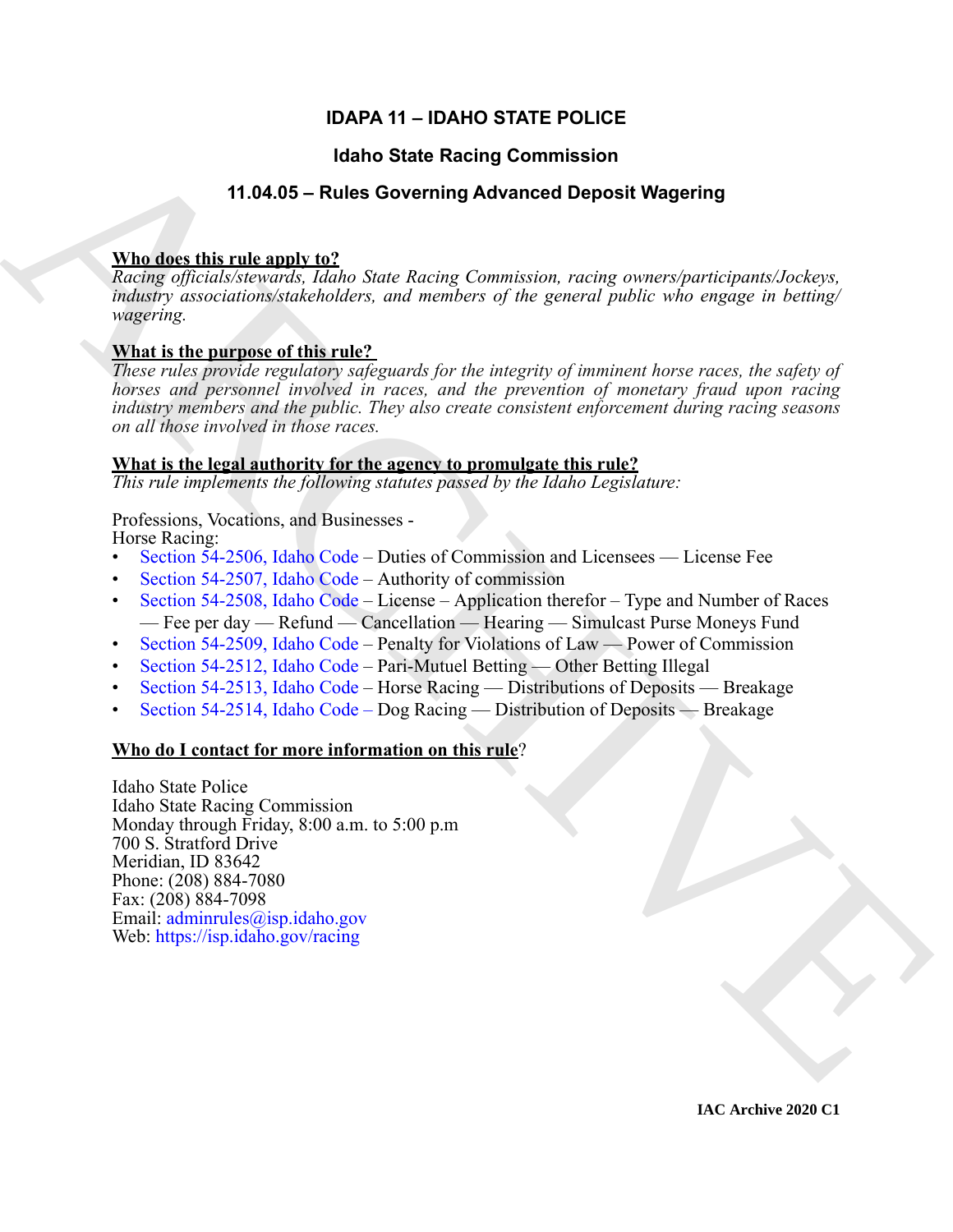# IDAPA 11 – IDAHO STATE POLICE

## Idaho State Racing Commission

## 11.04.05 – Rules Governing Advanced Deposit Wagering

**Who does this rule apply to?**
*Racing officials/stewards, Idaho State Racing Commission, racing owners/participants/Jockeys, industry associations/stakeholders, and members of the general public who engage in betting/wagering.*

**What is the purpose of this rule?**
*These rules provide regulatory safeguards for the integrity of imminent horse races, the safety of horses and personnel involved in races, and the prevention of monetary fraud upon racing industry members and the public. They also create consistent enforcement during racing seasons on all those involved in those races.*

**What is the legal authority for the agency to promulgate this rule?**
*This rule implements the following statutes passed by the Idaho Legislature:*

Professions, Vocations, and Businesses -
Horse Racing:

- Section 54-2506, Idaho Code – Duties of Commission and Licensees — License Fee
- Section 54-2507, Idaho Code – Authority of commission
- Section 54-2508, Idaho Code – License – Application therefor – Type and Number of Races — Fee per day — Refund — Cancellation — Hearing — Simulcast Purse Moneys Fund
- Section 54-2509, Idaho Code – Penalty for Violations of Law — Power of Commission
- Section 54-2512, Idaho Code – Pari-Mutuel Betting — Other Betting Illegal
- Section 54-2513, Idaho Code – Horse Racing — Distributions of Deposits — Breakage
- Section 54-2514, Idaho Code – Dog Racing — Distribution of Deposits — Breakage

**Who do I contact for more information on this rule?**

Idaho State Police
Idaho State Racing Commission
Monday through Friday, 8:00 a.m. to 5:00 p.m
700 S. Stratford Drive
Meridian, ID 83642
Phone: (208) 884-7080
Fax: (208) 884-7098
Email: adminrules@isp.idaho.gov
Web: https://isp.idaho.gov/racing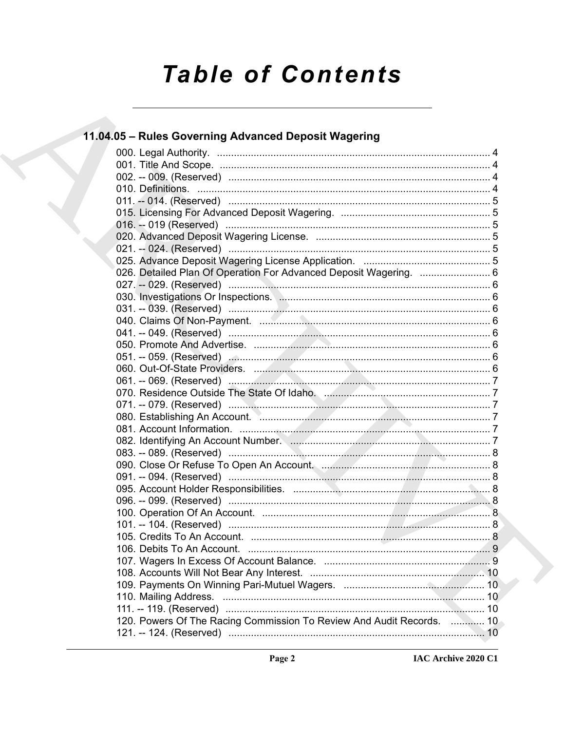# Table of Contents

## 11.04.05 – Rules Governing Advanced Deposit Wagering

000. Legal Authority. ..... 4
001. Title And Scope. ..... 4
002. -- 009. (Reserved) ..... 4
010. Definitions. ..... 4
011. -- 014. (Reserved) ..... 5
015. Licensing For Advanced Deposit Wagering. ..... 5
016. -- 019 (Reserved) ..... 5
020. Advanced Deposit Wagering License. ..... 5
021. -- 024. (Reserved) ..... 5
025. Advance Deposit Wagering License Application. ..... 5
026. Detailed Plan Of Operation For Advanced Deposit Wagering. ..... 6
027. -- 029. (Reserved) ..... 6
030. Investigations Or Inspections. ..... 6
031. -- 039. (Reserved) ..... 6
040. Claims Of Non-Payment. ..... 6
041. -- 049. (Reserved) ..... 6
050. Promote And Advertise. ..... 6
051. -- 059. (Reserved) ..... 6
060. Out-Of-State Providers. ..... 6
061. -- 069. (Reserved) ..... 7
070. Residence Outside The State Of Idaho. ..... 7
071. -- 079. (Reserved) ..... 7
080. Establishing An Account. ..... 7
081. Account Information. ..... 7
082. Identifying An Account Number. ..... 7
083. -- 089. (Reserved) ..... 8
090. Close Or Refuse To Open An Account. ..... 8
091. -- 094. (Reserved) ..... 8
095. Account Holder Responsibilities. ..... 8
096. -- 099. (Reserved) ..... 8
100. Operation Of An Account. ..... 8
101. -- 104. (Reserved) ..... 8
105. Credits To An Account. ..... 8
106. Debits To An Account. ..... 9
107. Wagers In Excess Of Account Balance. ..... 9
108. Accounts Will Not Bear Any Interest. ..... 10
109. Payments On Winning Pari-Mutuel Wagers. ..... 10
110. Mailing Address. ..... 10
111. -- 119. (Reserved) ..... 10
120. Powers Of The Racing Commission To Review And Audit Records. ..... 10
121. -- 124. (Reserved) ..... 10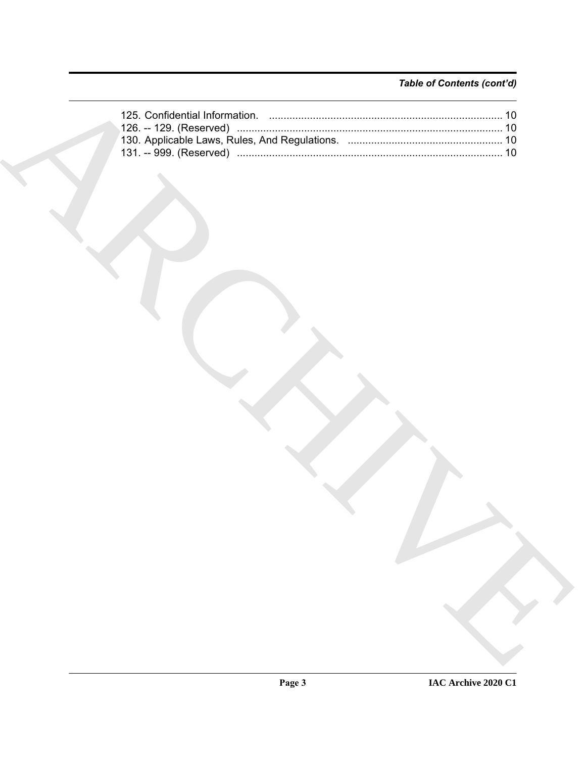*Table of Contents (cont'd)*

125. Confidential Information. ................................................................................ 10
126. -- 129. (Reserved) ........................................................................................... 10
130. Applicable Laws, Rules, And Regulations. ..................................................... 10
131. -- 999. (Reserved) ........................................................................................... 10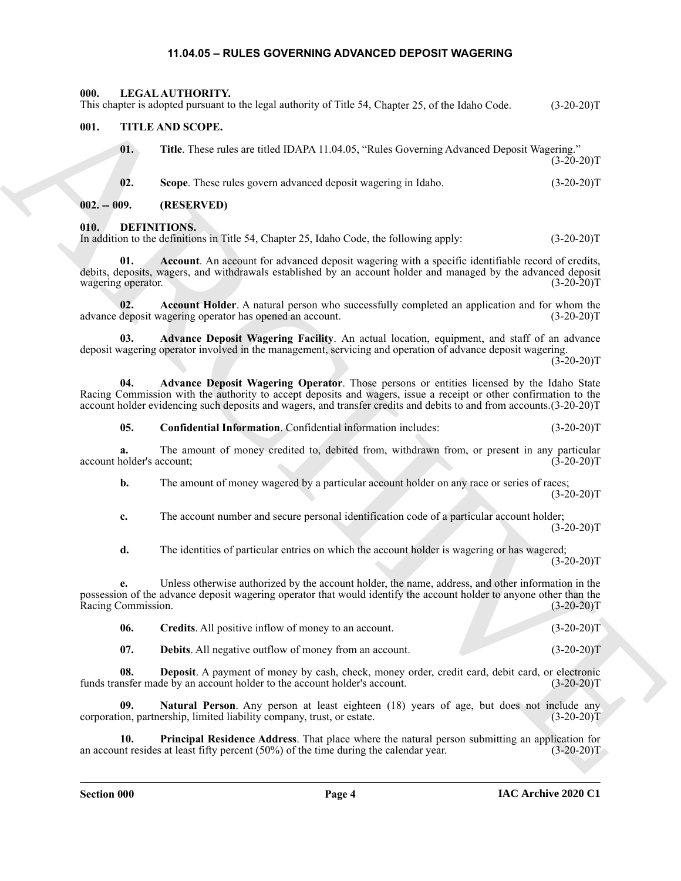# 11.04.05 – RULES GOVERNING ADVANCED DEPOSIT WAGERING

## 000. LEGAL AUTHORITY.

This chapter is adopted pursuant to the legal authority of Title 54, Chapter 25, of the Idaho Code. (3-20-20)T

## 001. TITLE AND SCOPE.

**01. Title**. These rules are titled IDAPA 11.04.05, "Rules Governing Advanced Deposit Wagering." (3-20-20)T

**02. Scope**. These rules govern advanced deposit wagering in Idaho. (3-20-20)T

## 002. -- 009. (RESERVED)

## 010. DEFINITIONS.

In addition to the definitions in Title 54, Chapter 25, Idaho Code, the following apply: (3-20-20)T

**01. Account**. An account for advanced deposit wagering with a specific identifiable record of credits, debits, deposits, wagers, and withdrawals established by an account holder and managed by the advanced deposit wagering operator. (3-20-20)T

**02. Account Holder**. A natural person who successfully completed an application and for whom the advance deposit wagering operator has opened an account. (3-20-20)T

**03. Advance Deposit Wagering Facility**. An actual location, equipment, and staff of an advance deposit wagering operator involved in the management, servicing and operation of advance deposit wagering. (3-20-20)T

**04. Advance Deposit Wagering Operator**. Those persons or entities licensed by the Idaho State Racing Commission with the authority to accept deposits and wagers, issue a receipt or other confirmation to the account holder evidencing such deposits and wagers, and transfer credits and debits to and from accounts. (3-20-20)T

**05. Confidential Information**. Confidential information includes: (3-20-20)T

**a.** The amount of money credited to, debited from, withdrawn from, or present in any particular account holder's account; (3-20-20)T

**b.** The amount of money wagered by a particular account holder on any race or series of races; (3-20-20)T

**c.** The account number and secure personal identification code of a particular account holder; (3-20-20)T

**d.** The identities of particular entries on which the account holder is wagering or has wagered; (3-20-20)T

**e.** Unless otherwise authorized by the account holder, the name, address, and other information in the possession of the advance deposit wagering operator that would identify the account holder to anyone other than the Racing Commission. (3-20-20)T

**06. Credits**. All positive inflow of money to an account. (3-20-20)T

**07. Debits**. All negative outflow of money from an account. (3-20-20)T

**08. Deposit**. A payment of money by cash, check, money order, credit card, debit card, or electronic funds transfer made by an account holder to the account holder's account. (3-20-20)T

**09. Natural Person**. Any person at least eighteen (18) years of age, but does not include any corporation, partnership, limited liability company, trust, or estate. (3-20-20)T

**10. Principal Residence Address**. That place where the natural person submitting an application for an account resides at least fifty percent (50%) of the time during the calendar year. (3-20-20)T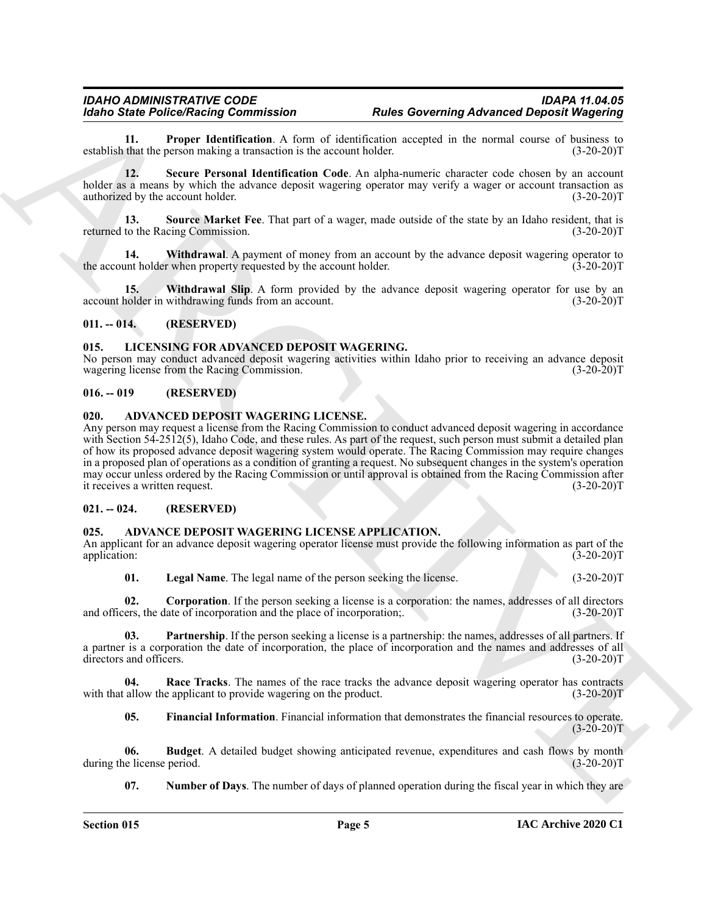**11. Proper Identification**. A form of identification accepted in the normal course of business to establish that the person making a transaction is the account holder. (3-20-20)T

**12. Secure Personal Identification Code**. An alpha-numeric character code chosen by an account holder as a means by which the advance deposit wagering operator may verify a wager or account transaction as authorized by the account holder. (3-20-20)T

**13. Source Market Fee**. That part of a wager, made outside of the state by an Idaho resident, that is returned to the Racing Commission. (3-20-20)T

**14. Withdrawal**. A payment of money from an account by the advance deposit wagering operator to the account holder when property requested by the account holder. (3-20-20)T

**15. Withdrawal Slip**. A form provided by the advance deposit wagering operator for use by an account holder in withdrawing funds from an account. (3-20-20)T

## 011. -- 014. (RESERVED)

## 015. LICENSING FOR ADVANCED DEPOSIT WAGERING.

No person may conduct advanced deposit wagering activities within Idaho prior to receiving an advance deposit wagering license from the Racing Commission. (3-20-20)T

## 016. -- 019 (RESERVED)

## 020. ADVANCED DEPOSIT WAGERING LICENSE.

Any person may request a license from the Racing Commission to conduct advanced deposit wagering in accordance with Section 54-2512(5), Idaho Code, and these rules. As part of the request, such person must submit a detailed plan of how its proposed advance deposit wagering system would operate. The Racing Commission may require changes in a proposed plan of operations as a condition of granting a request. No subsequent changes in the system's operation may occur unless ordered by the Racing Commission or until approval is obtained from the Racing Commission after it receives a written request. (3-20-20)T

## 021. -- 024. (RESERVED)

## 025. ADVANCE DEPOSIT WAGERING LICENSE APPLICATION.

An applicant for an advance deposit wagering operator license must provide the following information as part of the application: (3-20-20)T

**01. Legal Name**. The legal name of the person seeking the license. (3-20-20)T

**02. Corporation**. If the person seeking a license is a corporation: the names, addresses of all directors and officers, the date of incorporation and the place of incorporation;. (3-20-20)T

**03. Partnership**. If the person seeking a license is a partnership: the names, addresses of all partners. If a partner is a corporation the date of incorporation, the place of incorporation and the names and addresses of all directors and officers. (3-20-20)T

**04. Race Tracks**. The names of the race tracks the advance deposit wagering operator has contracts with that allow the applicant to provide wagering on the product. (3-20-20)T

**05. Financial Information**. Financial information that demonstrates the financial resources to operate. (3-20-20)T

**06. Budget**. A detailed budget showing anticipated revenue, expenditures and cash flows by month during the license period. (3-20-20)T

**07. Number of Days**. The number of days of planned operation during the fiscal year in which they are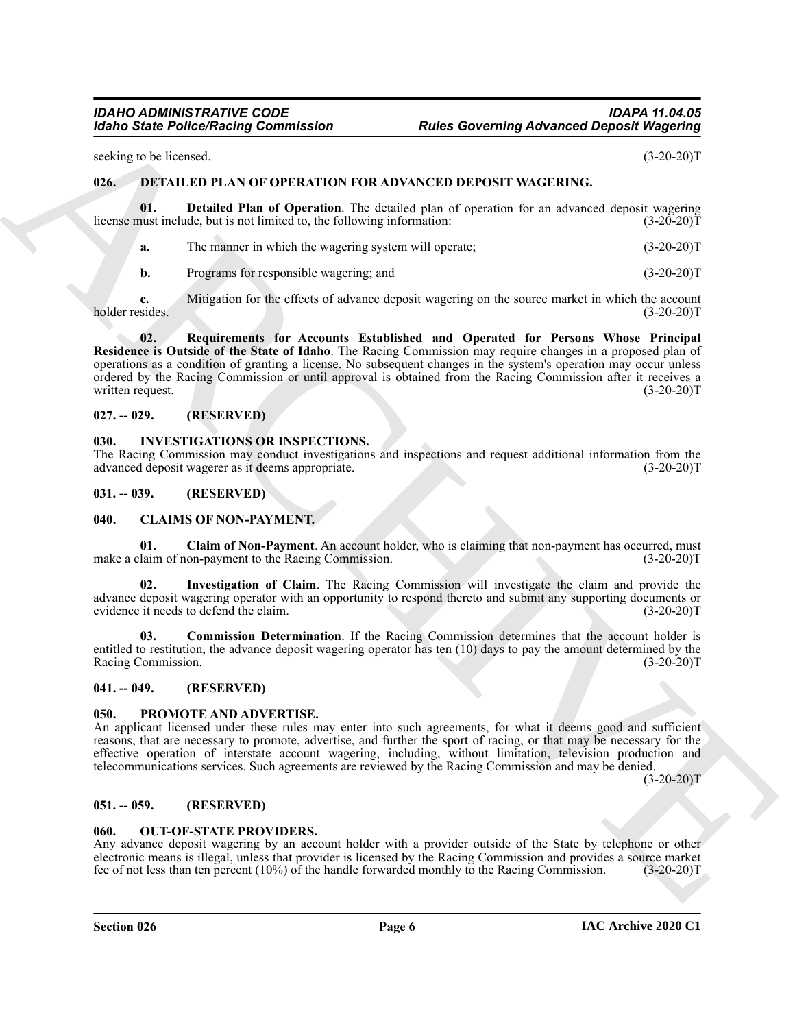seeking to be licensed. (3-20-20)T

## 026. DETAILED PLAN OF OPERATION FOR ADVANCED DEPOSIT WAGERING.

**01. Detailed Plan of Operation**. The detailed plan of operation for an advanced deposit wagering license must include, but is not limited to, the following information: (3-20-20)T

**a.** The manner in which the wagering system will operate; (3-20-20)T

**b.** Programs for responsible wagering; and (3-20-20)T

**c.** Mitigation for the effects of advance deposit wagering on the source market in which the account holder resides. (3-20-20)T

**02. Requirements for Accounts Established and Operated for Persons Whose Principal Residence is Outside of the State of Idaho**. The Racing Commission may require changes in a proposed plan of operations as a condition of granting a license. No subsequent changes in the system's operation may occur unless ordered by the Racing Commission or until approval is obtained from the Racing Commission after it receives a written request. (3-20-20)T

## 027. -- 029. (RESERVED)

## 030. INVESTIGATIONS OR INSPECTIONS.

The Racing Commission may conduct investigations and inspections and request additional information from the advanced deposit wagerer as it deems appropriate. (3-20-20)T

## 031. -- 039. (RESERVED)

## 040. CLAIMS OF NON-PAYMENT.

**01. Claim of Non-Payment**. An account holder, who is claiming that non-payment has occurred, must make a claim of non-payment to the Racing Commission. (3-20-20)T

**02. Investigation of Claim**. The Racing Commission will investigate the claim and provide the advance deposit wagering operator with an opportunity to respond thereto and submit any supporting documents or evidence it needs to defend the claim. (3-20-20)T

**03. Commission Determination**. If the Racing Commission determines that the account holder is entitled to restitution, the advance deposit wagering operator has ten (10) days to pay the amount determined by the Racing Commission. (3-20-20)T

## 041. -- 049. (RESERVED)

## 050. PROMOTE AND ADVERTISE.

An applicant licensed under these rules may enter into such agreements, for what it deems good and sufficient reasons, that are necessary to promote, advertise, and further the sport of racing, or that may be necessary for the effective operation of interstate account wagering, including, without limitation, television production and telecommunications services. Such agreements are reviewed by the Racing Commission and may be denied. (3-20-20)T

## 051. -- 059. (RESERVED)

## 060. OUT-OF-STATE PROVIDERS.

Any advance deposit wagering by an account holder with a provider outside of the State by telephone or other electronic means is illegal, unless that provider is licensed by the Racing Commission and provides a source market fee of not less than ten percent (10%) of the handle forwarded monthly to the Racing Commission. (3-20-20)T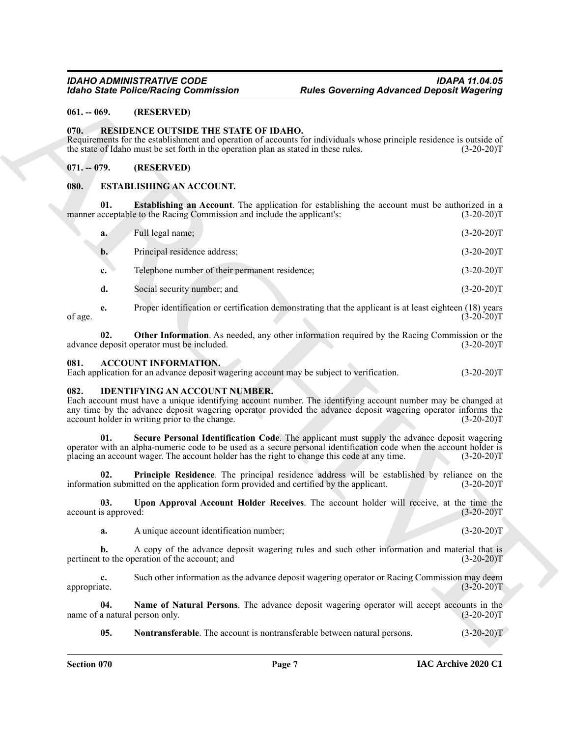**061. -- 069. (RESERVED)**

**070. RESIDENCE OUTSIDE THE STATE OF IDAHO.**

Requirements for the establishment and operation of accounts for individuals whose principle residence is outside of the state of Idaho must be set forth in the operation plan as stated in these rules. (3-20-20)T

**071. -- 079. (RESERVED)**

**080. ESTABLISHING AN ACCOUNT.**

**01. Establishing an Account**. The application for establishing the account must be authorized in a manner acceptable to the Racing Commission and include the applicant's: (3-20-20)T

**a.** Full legal name; (3-20-20)T

**b.** Principal residence address; (3-20-20)T

**c.** Telephone number of their permanent residence; (3-20-20)T

**d.** Social security number; and (3-20-20)T

**e.** Proper identification or certification demonstrating that the applicant is at least eighteen (18) years of age. (3-20-20)T

**02. Other Information**. As needed, any other information required by the Racing Commission or the advance deposit operator must be included. (3-20-20)T

**081. ACCOUNT INFORMATION.**

Each application for an advance deposit wagering account may be subject to verification. (3-20-20)T

**082. IDENTIFYING AN ACCOUNT NUMBER.**

Each account must have a unique identifying account number. The identifying account number may be changed at any time by the advance deposit wagering operator provided the advance deposit wagering operator informs the account holder in writing prior to the change. (3-20-20)T

**01. Secure Personal Identification Code**. The applicant must supply the advance deposit wagering operator with an alpha-numeric code to be used as a secure personal identification code when the account holder is placing an account wager. The account holder has the right to change this code at any time. (3-20-20)T

**02. Principle Residence**. The principal residence address will be established by reliance on the information submitted on the application form provided and certified by the applicant. (3-20-20)T

**03. Upon Approval Account Holder Receives**. The account holder will receive, at the time the account is approved: (3-20-20)T

**a.** A unique account identification number; (3-20-20)T

**b.** A copy of the advance deposit wagering rules and such other information and material that is pertinent to the operation of the account; and (3-20-20)T

**c.** Such other information as the advance deposit wagering operator or Racing Commission may deem appropriate. (3-20-20)T

**04. Name of Natural Persons**. The advance deposit wagering operator will accept accounts in the name of a natural person only. (3-20-20)T

**05. Nontransferable**. The account is nontransferable between natural persons. (3-20-20)T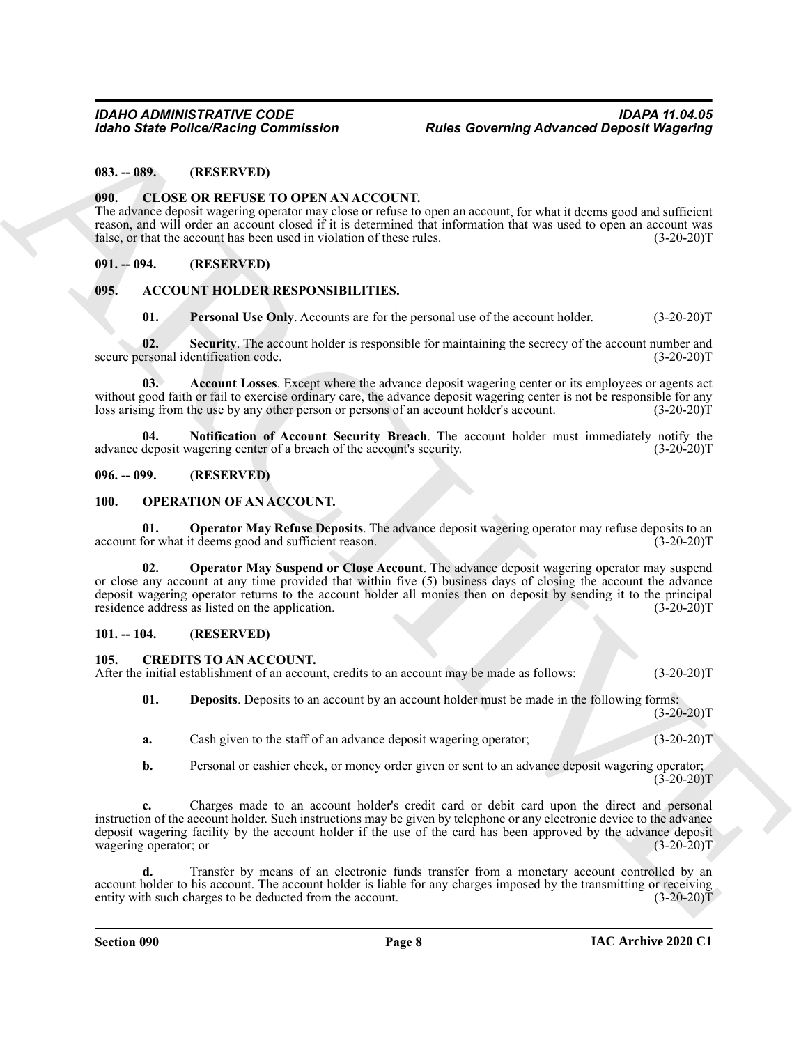**083. -- 089. (RESERVED)**

**090. CLOSE OR REFUSE TO OPEN AN ACCOUNT.**

The advance deposit wagering operator may close or refuse to open an account, for what it deems good and sufficient reason, and will order an account closed if it is determined that information that was used to open an account was false, or that the account has been used in violation of these rules. (3-20-20)T

**091. -- 094. (RESERVED)**

**095. ACCOUNT HOLDER RESPONSIBILITIES.**

**01. Personal Use Only**. Accounts are for the personal use of the account holder. (3-20-20)T

**02. Security**. The account holder is responsible for maintaining the secrecy of the account number and secure personal identification code. (3-20-20)T

**03. Account Losses**. Except where the advance deposit wagering center or its employees or agents act without good faith or fail to exercise ordinary care, the advance deposit wagering center is not be responsible for any loss arising from the use by any other person or persons of an account holder's account. (3-20-20)T

**04. Notification of Account Security Breach**. The account holder must immediately notify the advance deposit wagering center of a breach of the account's security. (3-20-20)T

**096. -- 099. (RESERVED)**

**100. OPERATION OF AN ACCOUNT.**

**01. Operator May Refuse Deposits**. The advance deposit wagering operator may refuse deposits to an account for what it deems good and sufficient reason. (3-20-20)T

**02. Operator May Suspend or Close Account**. The advance deposit wagering operator may suspend or close any account at any time provided that within five (5) business days of closing the account the advance deposit wagering operator returns to the account holder all monies then on deposit by sending it to the principal residence address as listed on the application. (3-20-20)T

**101. -- 104. (RESERVED)**

**105. CREDITS TO AN ACCOUNT.**

After the initial establishment of an account, credits to an account may be made as follows: (3-20-20)T

**01. Deposits**. Deposits to an account by an account holder must be made in the following forms: (3-20-20)T

**a.** Cash given to the staff of an advance deposit wagering operator; (3-20-20)T

**b.** Personal or cashier check, or money order given or sent to an advance deposit wagering operator; (3-20-20)T

**c.** Charges made to an account holder's credit card or debit card upon the direct and personal instruction of the account holder. Such instructions may be given by telephone or any electronic device to the advance deposit wagering facility by the account holder if the use of the card has been approved by the advance deposit wagering operator; or (3-20-20)T

**d.** Transfer by means of an electronic funds transfer from a monetary account controlled by an account holder to his account. The account holder is liable for any charges imposed by the transmitting or receiving entity with such charges to be deducted from the account. (3-20-20)T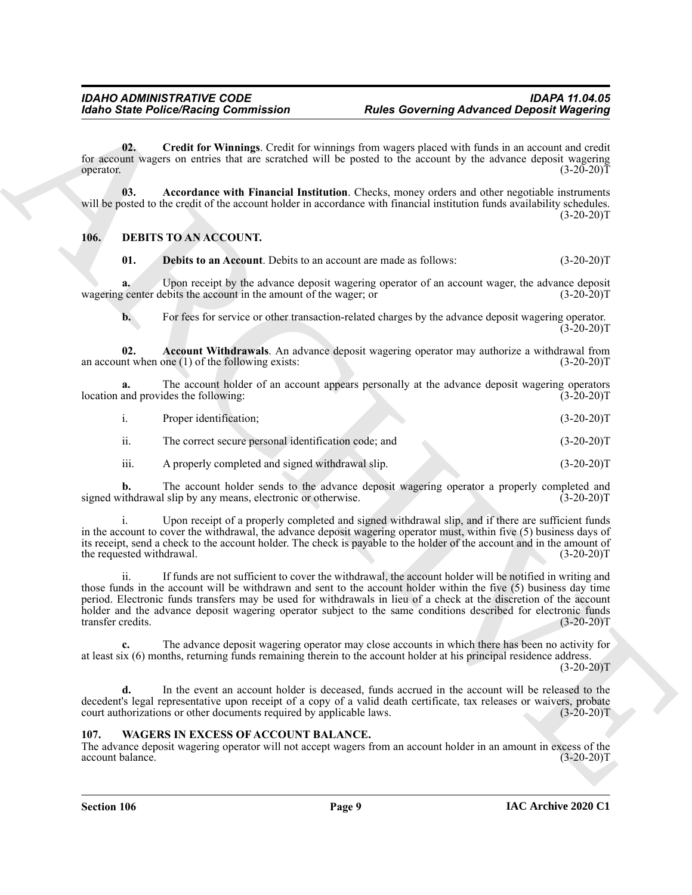**02. Credit for Winnings**. Credit for winnings from wagers placed with funds in an account and credit for account wagers on entries that are scratched will be posted to the account by the advance deposit wagering operator. (3-20-20)T

**03. Accordance with Financial Institution**. Checks, money orders and other negotiable instruments will be posted to the credit of the account holder in accordance with financial institution funds availability schedules. (3-20-20)T

## 106. DEBITS TO AN ACCOUNT.

**01. Debits to an Account**. Debits to an account are made as follows: (3-20-20)T

**a.** Upon receipt by the advance deposit wagering operator of an account wager, the advance deposit wagering center debits the account in the amount of the wager; or (3-20-20)T

**b.** For fees for service or other transaction-related charges by the advance deposit wagering operator. (3-20-20)T

**02. Account Withdrawals**. An advance deposit wagering operator may authorize a withdrawal from an account when one (1) of the following exists: (3-20-20)T

**a.** The account holder of an account appears personally at the advance deposit wagering operators location and provides the following: (3-20-20)T

i. Proper identification; (3-20-20)T

ii. The correct secure personal identification code; and (3-20-20)T

iii. A properly completed and signed withdrawal slip. (3-20-20)T

**b.** The account holder sends to the advance deposit wagering operator a properly completed and signed withdrawal slip by any means, electronic or otherwise. (3-20-20)T

i. Upon receipt of a properly completed and signed withdrawal slip, and if there are sufficient funds in the account to cover the withdrawal, the advance deposit wagering operator must, within five (5) business days of its receipt, send a check to the account holder. The check is payable to the holder of the account and in the amount of the requested withdrawal. (3-20-20)T

ii. If funds are not sufficient to cover the withdrawal, the account holder will be notified in writing and those funds in the account will be withdrawn and sent to the account holder within the five (5) business day time period. Electronic funds transfers may be used for withdrawals in lieu of a check at the discretion of the account holder and the advance deposit wagering operator subject to the same conditions described for electronic funds transfer credits. (3-20-20)T

**c.** The advance deposit wagering operator may close accounts in which there has been no activity for at least six (6) months, returning funds remaining therein to the account holder at his principal residence address. (3-20-20)T

**d.** In the event an account holder is deceased, funds accrued in the account will be released to the decedent's legal representative upon receipt of a copy of a valid death certificate, tax releases or waivers, probate court authorizations or other documents required by applicable laws. (3-20-20)T

## 107. WAGERS IN EXCESS OF ACCOUNT BALANCE.

The advance deposit wagering operator will not accept wagers from an account holder in an amount in excess of the account balance. (3-20-20)T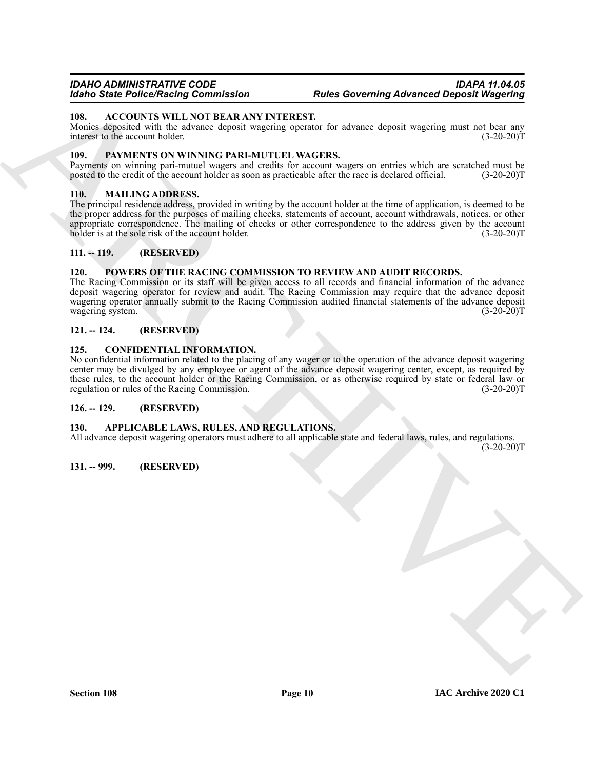### 108. ACCOUNTS WILL NOT BEAR ANY INTEREST.

Monies deposited with the advance deposit wagering operator for advance deposit wagering must not bear any interest to the account holder. (3-20-20)T

### 109. PAYMENTS ON WINNING PARI-MUTUEL WAGERS.

Payments on winning pari-mutuel wagers and credits for account wagers on entries which are scratched must be posted to the credit of the account holder as soon as practicable after the race is declared official. (3-20-20)T

### 110. MAILING ADDRESS.

The principal residence address, provided in writing by the account holder at the time of application, is deemed to be the proper address for the purposes of mailing checks, statements of account, account withdrawals, notices, or other appropriate correspondence. The mailing of checks or other correspondence to the address given by the account holder is at the sole risk of the account holder. (3-20-20)T

### 111. -- 119. (RESERVED)

### 120. POWERS OF THE RACING COMMISSION TO REVIEW AND AUDIT RECORDS.

The Racing Commission or its staff will be given access to all records and financial information of the advance deposit wagering operator for review and audit. The Racing Commission may require that the advance deposit wagering operator annually submit to the Racing Commission audited financial statements of the advance deposit wagering system. (3-20-20)T

### 121. -- 124. (RESERVED)

### 125. CONFIDENTIAL INFORMATION.

No confidential information related to the placing of any wager or to the operation of the advance deposit wagering center may be divulged by any employee or agent of the advance deposit wagering center, except, as required by these rules, to the account holder or the Racing Commission, or as otherwise required by state or federal law or regulation or rules of the Racing Commission. (3-20-20)T

### 126. -- 129. (RESERVED)

### 130. APPLICABLE LAWS, RULES, AND REGULATIONS.

All advance deposit wagering operators must adhere to all applicable state and federal laws, rules, and regulations. (3-20-20)T

### 131. -- 999. (RESERVED)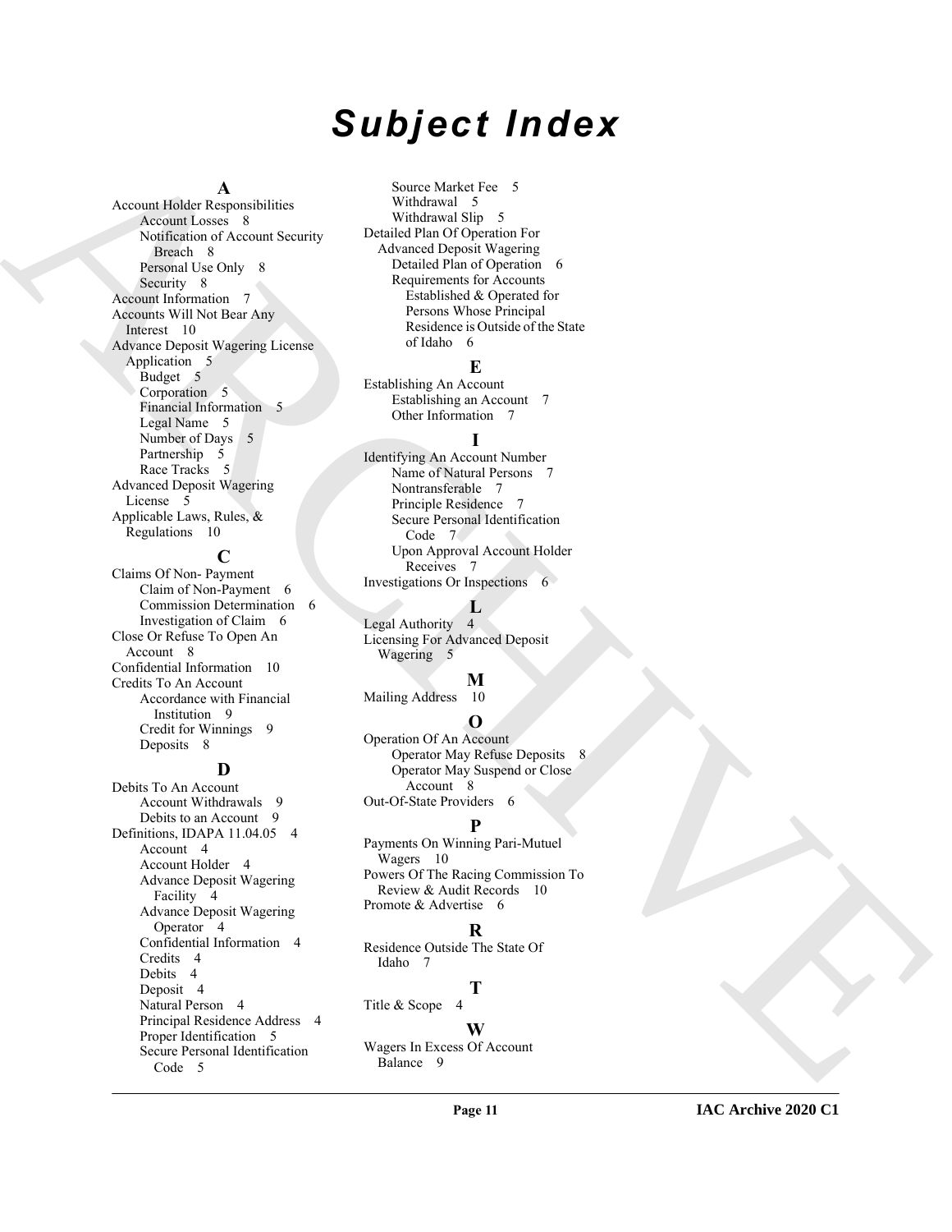# Subject Index

**A**

Account Holder Responsibilities
- Account Losses 8
- Notification of Account Security Breach 8
- Personal Use Only 8
- Security 8

Account Information 7

Accounts Will Not Bear Any Interest 10

Advance Deposit Wagering License Application 5
- Budget 5
- Corporation 5
- Financial Information 5
- Legal Name 5
- Number of Days 5
- Partnership 5
- Race Tracks 5

Advanced Deposit Wagering License 5

Applicable Laws, Rules, & Regulations 10

**C**

Claims Of Non- Payment
- Claim of Non-Payment 6
- Commission Determination 6
- Investigation of Claim 6

Close Or Refuse To Open An Account 8

Confidential Information 10

Credits To An Account
- Accordance with Financial Institution 9
- Credit for Winnings 9
- Deposits 8

**D**

Debits To An Account
- Account Withdrawals 9
- Debits to an Account 9

Definitions, IDAPA 11.04.05 4
- Account 4
- Account Holder 4
- Advance Deposit Wagering Facility 4
- Advance Deposit Wagering Operator 4
- Confidential Information 4
- Credits 4
- Debits 4
- Deposit 4
- Natural Person 4
- Principal Residence Address 4
- Proper Identification 5
- Secure Personal Identification Code 5
- Source Market Fee 5
- Withdrawal 5
- Withdrawal Slip 5

Detailed Plan Of Operation For Advanced Deposit Wagering
- Detailed Plan of Operation 6
- Requirements for Accounts Established & Operated for Persons Whose Principal Residence is Outside of the State of Idaho 6

**E**

Establishing An Account
- Establishing an Account 7
- Other Information 7

**I**

Identifying An Account Number
- Name of Natural Persons 7
- Nontransferable 7
- Principle Residence 7
- Secure Personal Identification Code 7
- Upon Approval Account Holder Receives 7

Investigations Or Inspections 6

**L**

Legal Authority 4

Licensing For Advanced Deposit Wagering 5

**M**

Mailing Address 10

**O**

Operation Of An Account
- Operator May Refuse Deposits 8
- Operator May Suspend or Close Account 8

Out-Of-State Providers 6

**P**

Payments On Winning Pari-Mutuel Wagers 10

Powers Of The Racing Commission To Review & Audit Records 10

Promote & Advertise 6

**R**

Residence Outside The State Of Idaho 7

**T**

Title & Scope 4

**W**

Wagers In Excess Of Account Balance 9